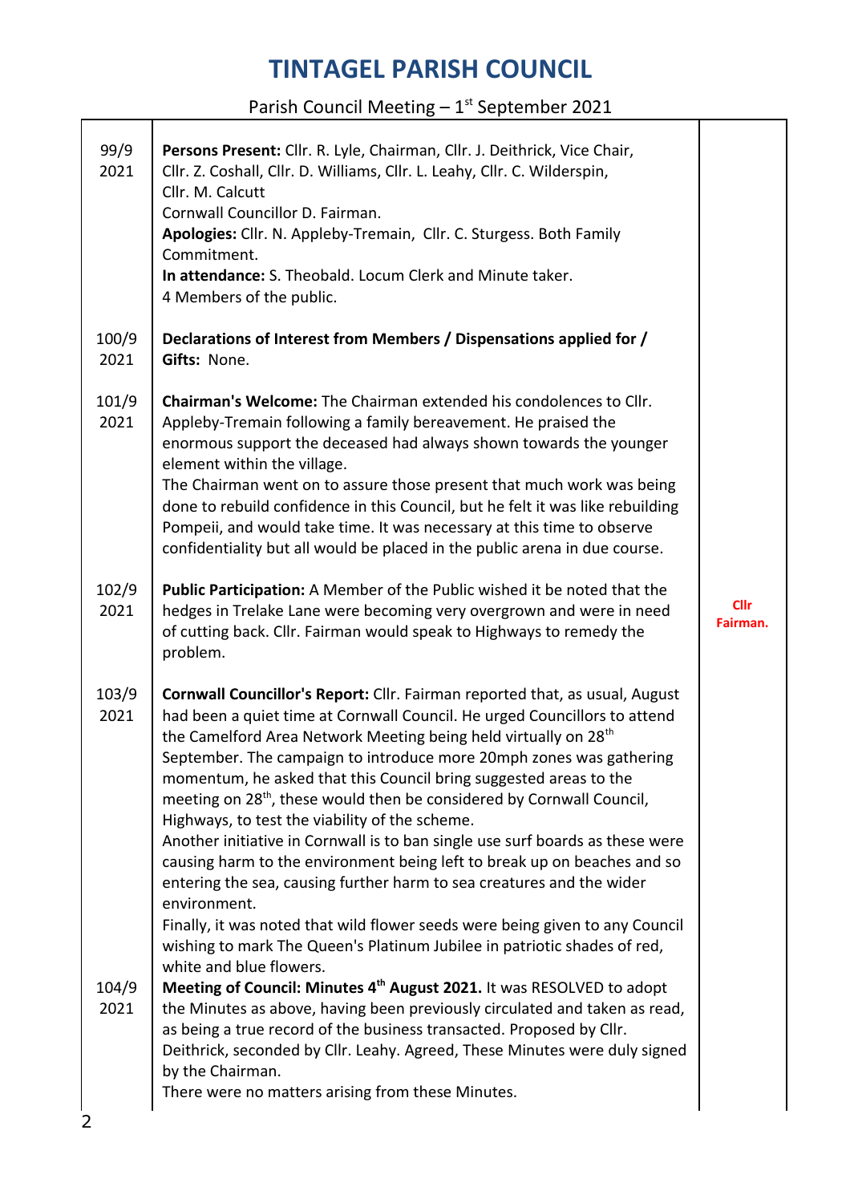# TINTAGEL PARISH COUNCIL

Parish Council Meeting – 1st September 2021

| | | |
|---|---|---|
| 99/9 2021 | **Persons Present:** Cllr. R. Lyle, Chairman, Cllr. J. Deithrick, Vice Chair, Cllr. Z. Coshall, Cllr. D. Williams, Cllr. L. Leahy, Cllr. C. Wilderspin, Cllr. M. Calcutt<br>Cornwall Councillor D. Fairman.<br>**Apologies:** Cllr. N. Appleby-Tremain, Cllr. C. Sturgess. Both Family Commitment.<br>**In attendance:** S. Theobald. Locum Clerk and Minute taker.<br>4 Members of the public. | |
| 100/9 2021 | **Declarations of Interest from Members / Dispensations applied for / Gifts:** None. | |
| 101/9 2021 | **Chairman's Welcome:** The Chairman extended his condolences to Cllr. Appleby-Tremain following a family bereavement. He praised the enormous support the deceased had always shown towards the younger element within the village.<br>The Chairman went on to assure those present that much work was being done to rebuild confidence in this Council, but he felt it was like rebuilding Pompeii, and would take time. It was necessary at this time to observe confidentiality but all would be placed in the public arena in due course. | |
| 102/9 2021 | **Public Participation:** A Member of the Public wished it be noted that the hedges in Trelake Lane were becoming very overgrown and were in need of cutting back. Cllr. Fairman would speak to Highways to remedy the problem. | **Cllr Fairman.** |
| 103/9 2021 | **Cornwall Councillor's Report:** Cllr. Fairman reported that, as usual, August had been a quiet time at Cornwall Council. He urged Councillors to attend the Camelford Area Network Meeting being held virtually on 28th September. The campaign to introduce more 20mph zones was gathering momentum, he asked that this Council bring suggested areas to the meeting on 28th, these would then be considered by Cornwall Council, Highways, to test the viability of the scheme.<br>Another initiative in Cornwall is to ban single use surf boards as these were causing harm to the environment being left to break up on beaches and so entering the sea, causing further harm to sea creatures and the wider environment.<br>Finally, it was noted that wild flower seeds were being given to any Council wishing to mark The Queen's Platinum Jubilee in patriotic shades of red, white and blue flowers. | |
| 104/9 2021 | **Meeting of Council: Minutes 4th August 2021.** It was RESOLVED to adopt the Minutes as above, having been previously circulated and taken as read, as being a true record of the business transacted. Proposed by Cllr. Deithrick, seconded by Cllr. Leahy. Agreed, These Minutes were duly signed by the Chairman.<br>There were no matters arising from these Minutes. | |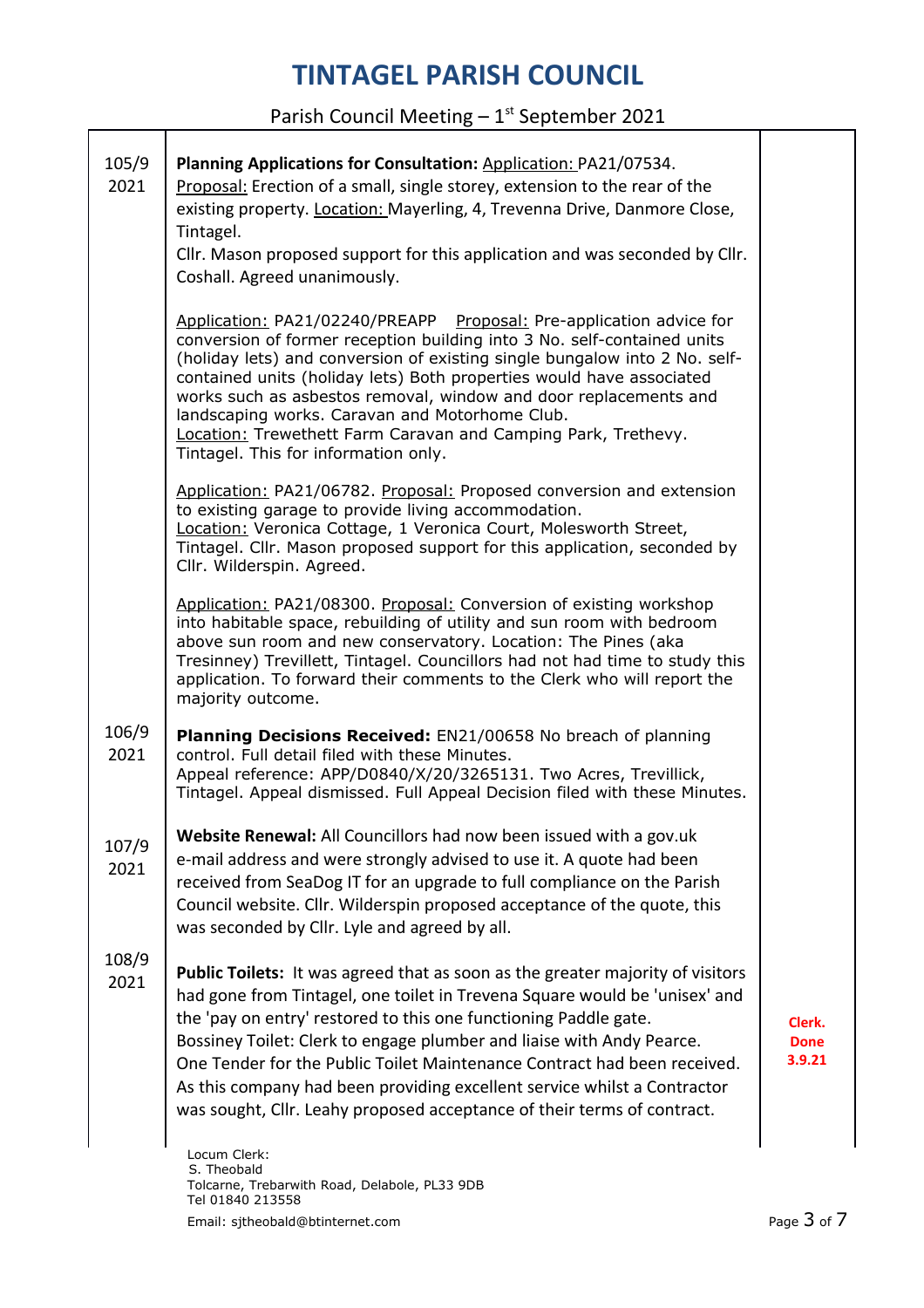| | | |
|---|---|---|
| 105/9 2021 | **Planning Applications for Consultation:** Application: PA21/07534. Proposal: Erection of a small, single storey, extension to the rear of the existing property. Location: Mayerling, 4, Trevenna Drive, Danmore Close, Tintagel.<br>Cllr. Mason proposed support for this application and was seconded by Cllr. Coshall. Agreed unanimously.<br><br>Application: PA21/02240/PREAPP Proposal: Pre-application advice for conversion of former reception building into 3 No. self-contained units (holiday lets) and conversion of existing single bungalow into 2 No. self-contained units (holiday lets) Both properties would have associated works such as asbestos removal, window and door replacements and landscaping works. Caravan and Motorhome Club.<br>Location: Trewethett Farm Caravan and Camping Park, Trethevy. Tintagel. This for information only.<br><br>Application: PA21/06782. Proposal: Proposed conversion and extension to existing garage to provide living accommodation.<br>Location: Veronica Cottage, 1 Veronica Court, Molesworth Street, Tintagel. Cllr. Mason proposed support for this application, seconded by Cllr. Wilderspin. Agreed.<br><br>Application: PA21/08300. Proposal: Conversion of existing workshop into habitable space, rebuilding of utility and sun room with bedroom above sun room and new conservatory. Location: The Pines (aka Tresinney) Trevillett, Tintagel. Councillors had not had time to study this application. To forward their comments to the Clerk who will report the majority outcome. | |
| 106/9 2021 | **Planning Decisions Received:** EN21/00658 No breach of planning control. Full detail filed with these Minutes.<br>Appeal reference: APP/D0840/X/20/3265131. Two Acres, Trevillick, Tintagel. Appeal dismissed. Full Appeal Decision filed with these Minutes. | |
| 107/9 2021 | **Website Renewal:** All Councillors had now been issued with a gov.uk e-mail address and were strongly advised to use it. A quote had been received from SeaDog IT for an upgrade to full compliance on the Parish Council website. Cllr. Wilderspin proposed acceptance of the quote, this was seconded by Cllr. Lyle and agreed by all. | |
| 108/9 2021 | **Public Toilets:** It was agreed that as soon as the greater majority of visitors had gone from Tintagel, one toilet in Trevena Square would be 'unisex' and the 'pay on entry' restored to this one functioning Paddle gate.<br>Bossiney Toilet: Clerk to engage plumber and liaise with Andy Pearce.<br>One Tender for the Public Toilet Maintenance Contract had been received. As this company had been providing excellent service whilst a Contractor was sought, Cllr. Leahy proposed acceptance of their terms of contract. | **Clerk. Done 3.9.21** |

Locum Clerk:
S. Theobald
Tolcarne, Trebarwith Road, Delabole, PL33 9DB
Tel 01840 213558
Email: sjtheobald@btinternet.com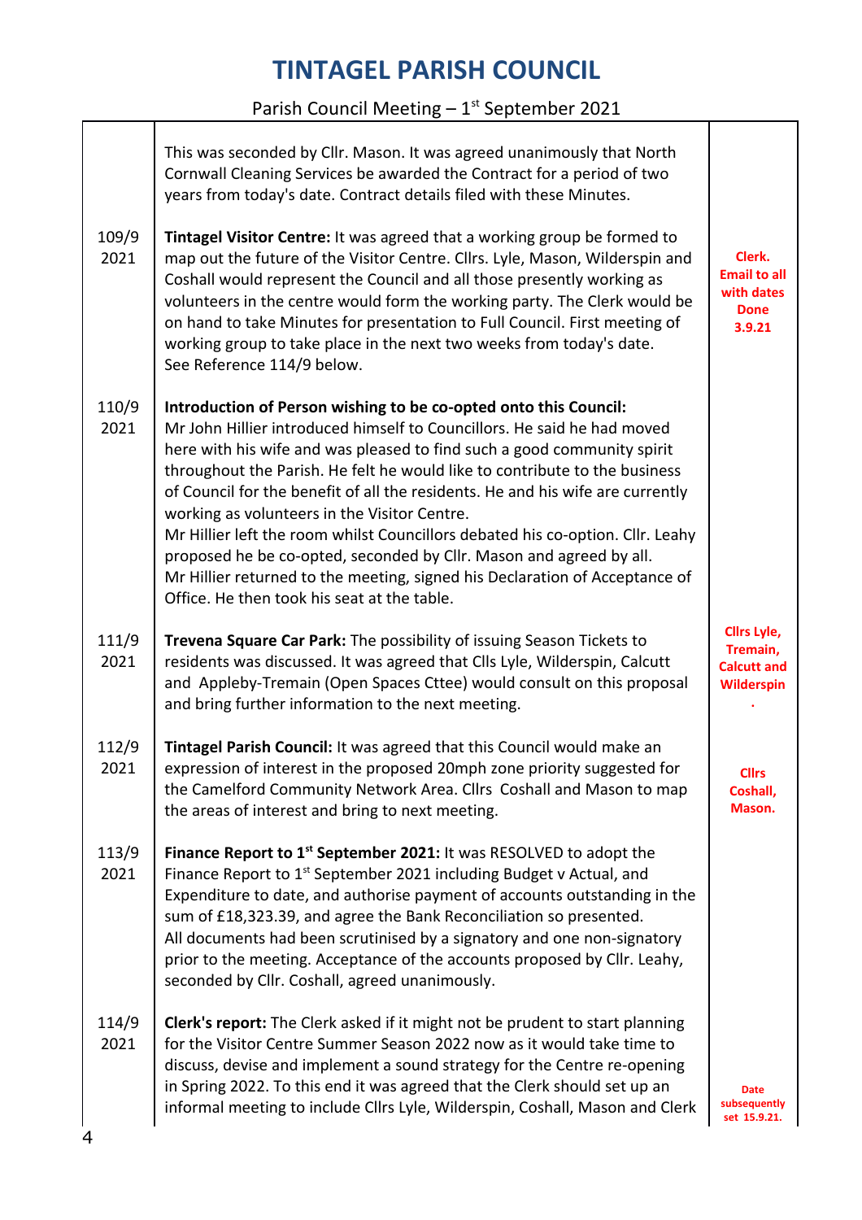# TINTAGEL PARISH COUNCIL

Parish Council Meeting – 1st September 2021

| | | |
|---|---|---|
| | This was seconded by Cllr. Mason. It was agreed unanimously that North Cornwall Cleaning Services be awarded the Contract for a period of two years from today's date. Contract details filed with these Minutes. | |
| 109/9 2021 | **Tintagel Visitor Centre:** It was agreed that a working group be formed to map out the future of the Visitor Centre. Cllrs. Lyle, Mason, Wilderspin and Coshall would represent the Council and all those presently working as volunteers in the centre would form the working party. The Clerk would be on hand to take Minutes for presentation to Full Council. First meeting of working group to take place in the next two weeks from today's date. See Reference 114/9 below. | **Clerk. Email to all with dates Done 3.9.21** |
| 110/9 2021 | **Introduction of Person wishing to be co-opted onto this Council:** Mr John Hillier introduced himself to Councillors. He said he had moved here with his wife and was pleased to find such a good community spirit throughout the Parish. He felt he would like to contribute to the business of Council for the benefit of all the residents. He and his wife are currently working as volunteers in the Visitor Centre. Mr Hillier left the room whilst Councillors debated his co-option. Cllr. Leahy proposed he be co-opted, seconded by Cllr. Mason and agreed by all. Mr Hillier returned to the meeting, signed his Declaration of Acceptance of Office. He then took his seat at the table. | |
| 111/9 2021 | **Trevena Square Car Park:** The possibility of issuing Season Tickets to residents was discussed. It was agreed that Clls Lyle, Wilderspin, Calcutt and Appleby-Tremain (Open Spaces Cttee) would consult on this proposal and bring further information to the next meeting. | **Cllrs Lyle, Tremain, Calcutt and Wilderspin.** |
| 112/9 2021 | **Tintagel Parish Council:** It was agreed that this Council would make an expression of interest in the proposed 20mph zone priority suggested for the Camelford Community Network Area. Cllrs Coshall and Mason to map the areas of interest and bring to next meeting. | **Cllrs Coshall, Mason.** |
| 113/9 2021 | **Finance Report to 1st September 2021:** It was RESOLVED to adopt the Finance Report to 1st September 2021 including Budget v Actual, and Expenditure to date, and authorise payment of accounts outstanding in the sum of £18,323.39, and agree the Bank Reconciliation so presented. All documents had been scrutinised by a signatory and one non-signatory prior to the meeting. Acceptance of the accounts proposed by Cllr. Leahy, seconded by Cllr. Coshall, agreed unanimously. | |
| 114/9 2021 | **Clerk's report:** The Clerk asked if it might not be prudent to start planning for the Visitor Centre Summer Season 2022 now as it would take time to discuss, devise and implement a sound strategy for the Centre re-opening in Spring 2022. To this end it was agreed that the Clerk should set up an informal meeting to include Cllrs Lyle, Wilderspin, Coshall, Mason and Clerk | **Date subsequently set 15.9.21.** |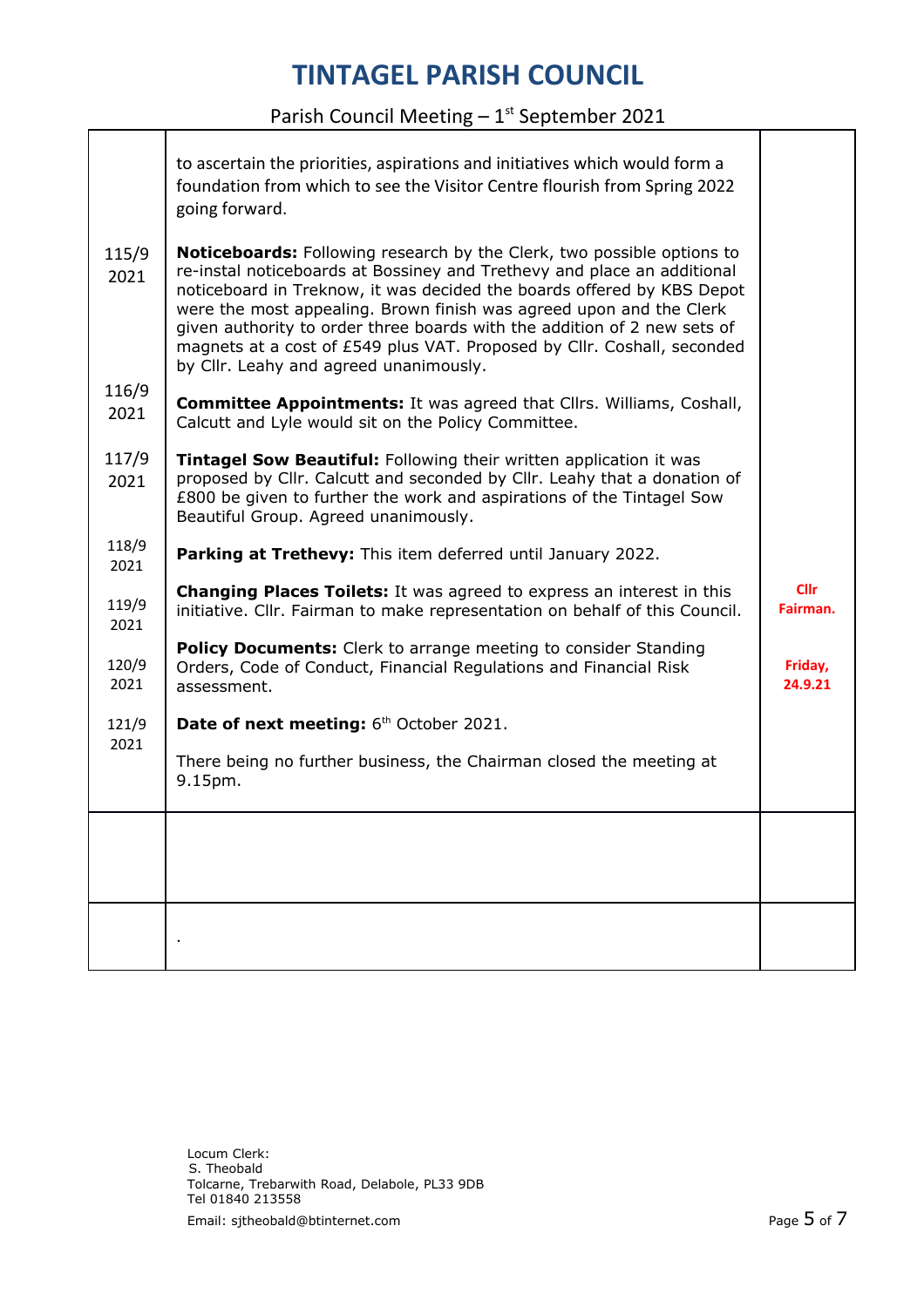# TINTAGEL PARISH COUNCIL

Parish Council Meeting – 1st September 2021

| | | |
|---|---|---|
| | to ascertain the priorities, aspirations and initiatives which would form a foundation from which to see the Visitor Centre flourish from Spring 2022 going forward. | |
| 115/9 2021 | **Noticeboards:** Following research by the Clerk, two possible options to re-instal noticeboards at Bossiney and Trethevy and place an additional noticeboard in Treknow, it was decided the boards offered by KBS Depot were the most appealing. Brown finish was agreed upon and the Clerk given authority to order three boards with the addition of 2 new sets of magnets at a cost of £549 plus VAT. Proposed by Cllr. Coshall, seconded by Cllr. Leahy and agreed unanimously. | |
| 116/9 2021 | **Committee Appointments:** It was agreed that Cllrs. Williams, Coshall, Calcutt and Lyle would sit on the Policy Committee. | |
| 117/9 2021 | **Tintagel Sow Beautiful:** Following their written application it was proposed by Cllr. Calcutt and seconded by Cllr. Leahy that a donation of £800 be given to further the work and aspirations of the Tintagel Sow Beautiful Group. Agreed unanimously. | |
| 118/9 2021 | **Parking at Trethevy:** This item deferred until January 2022. | |
| 119/9 2021 | **Changing Places Toilets:** It was agreed to express an interest in this initiative. Cllr. Fairman to make representation on behalf of this Council. | Cllr Fairman. |
| 120/9 2021 | **Policy Documents:** Clerk to arrange meeting to consider Standing Orders, Code of Conduct, Financial Regulations and Financial Risk assessment. | Friday, 24.9.21 |
| 121/9 2021 | **Date of next meeting:** 6th October 2021.<br><br>There being no further business, the Chairman closed the meeting at 9.15pm. | |
| | | |
| | . | |

Locum Clerk:
S. Theobald
Tolcarne, Trebarwith Road, Delabole, PL33 9DB
Tel 01840 213558
Email: sjtheobald@btinternet.com